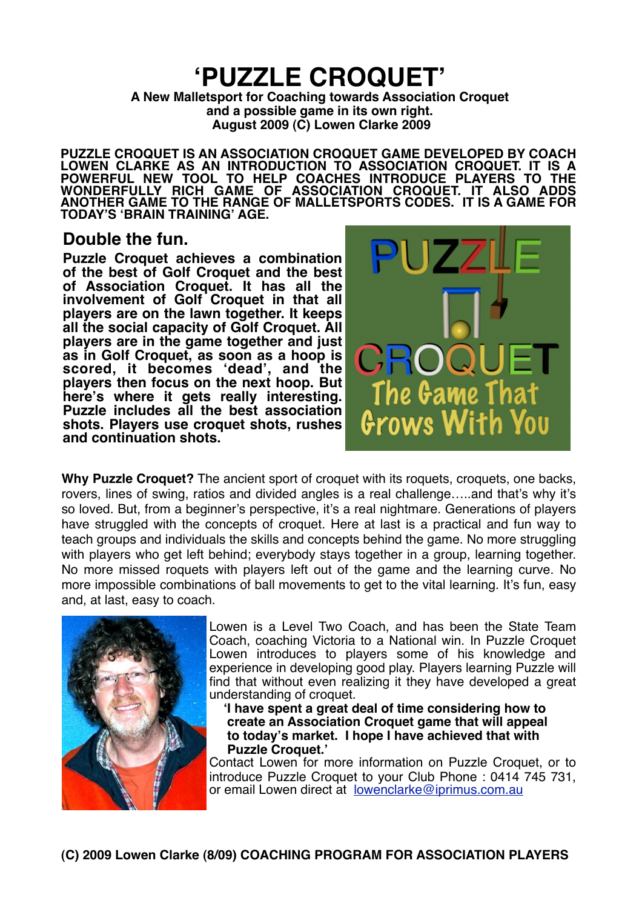# 'PUZZLE CROQUET'

**A New Malletsport for Coaching towards Association Croquet and a possible game in its own right.**
**August 2009 (C) Lowen Clarke 2009**

**PUZZLE CROQUET IS AN ASSOCIATION CROQUET GAME DEVELOPED BY COACH LOWEN CLARKE AS AN INTRODUCTION TO ASSOCIATION CROQUET. IT IS A POWERFUL NEW TOOL TO HELP COACHES INTRODUCE PLAYERS TO THE WONDERFULLY RICH GAME OF ASSOCIATION CROQUET. IT ALSO ADDS ANOTHER GAME TO THE RANGE OF MALLETSPORTS CODES. IT IS A GAME FOR TODAY'S 'BRAIN TRAINING' AGE.**

## Double the fun.

**Puzzle Croquet achieves a combination of the best of Golf Croquet and the best of Association Croquet. It has all the involvement of Golf Croquet in that all players are on the lawn together. It keeps all the social capacity of Golf Croquet. All players are in the game together and just as in Golf Croquet, as soon as a hoop is scored, it becomes 'dead', and the players then focus on the next hoop. But here's where it gets really interesting. Puzzle includes all the best association shots. Players use croquet shots, rushes and continuation shots.**

PUZZLE CROQUET
The Game That Grows With You

**Why Puzzle Croquet?** The ancient sport of croquet with its roquets, croquets, one backs, rovers, lines of swing, ratios and divided angles is a real challenge…..and that's why it's so loved. But, from a beginner's perspective, it's a real nightmare. Generations of players have struggled with the concepts of croquet. Here at last is a practical and fun way to teach groups and individuals the skills and concepts behind the game. No more struggling with players who get left behind; everybody stays together in a group, learning together. No more missed roquets with players left out of the game and the learning curve. No more impossible combinations of ball movements to get to the vital learning. It's fun, easy and, at last, easy to coach.

Lowen is a Level Two Coach, and has been the State Team Coach, coaching Victoria to a National win. In Puzzle Croquet Lowen introduces to players some of his knowledge and experience in developing good play. Players learning Puzzle will find that without even realizing it they have developed a great understanding of croquet.

> **'I have spent a great deal of time considering how to create an Association Croquet game that will appeal to today's market. I hope I have achieved that with Puzzle Croquet.'**

Contact Lowen for more information on Puzzle Croquet, or to introduce Puzzle Croquet to your Club Phone : 0414 745 731, or email Lowen direct at lowenclarke@iprimus.com.au

**(C) 2009 Lowen Clarke (8/09) COACHING PROGRAM FOR ASSOCIATION PLAYERS**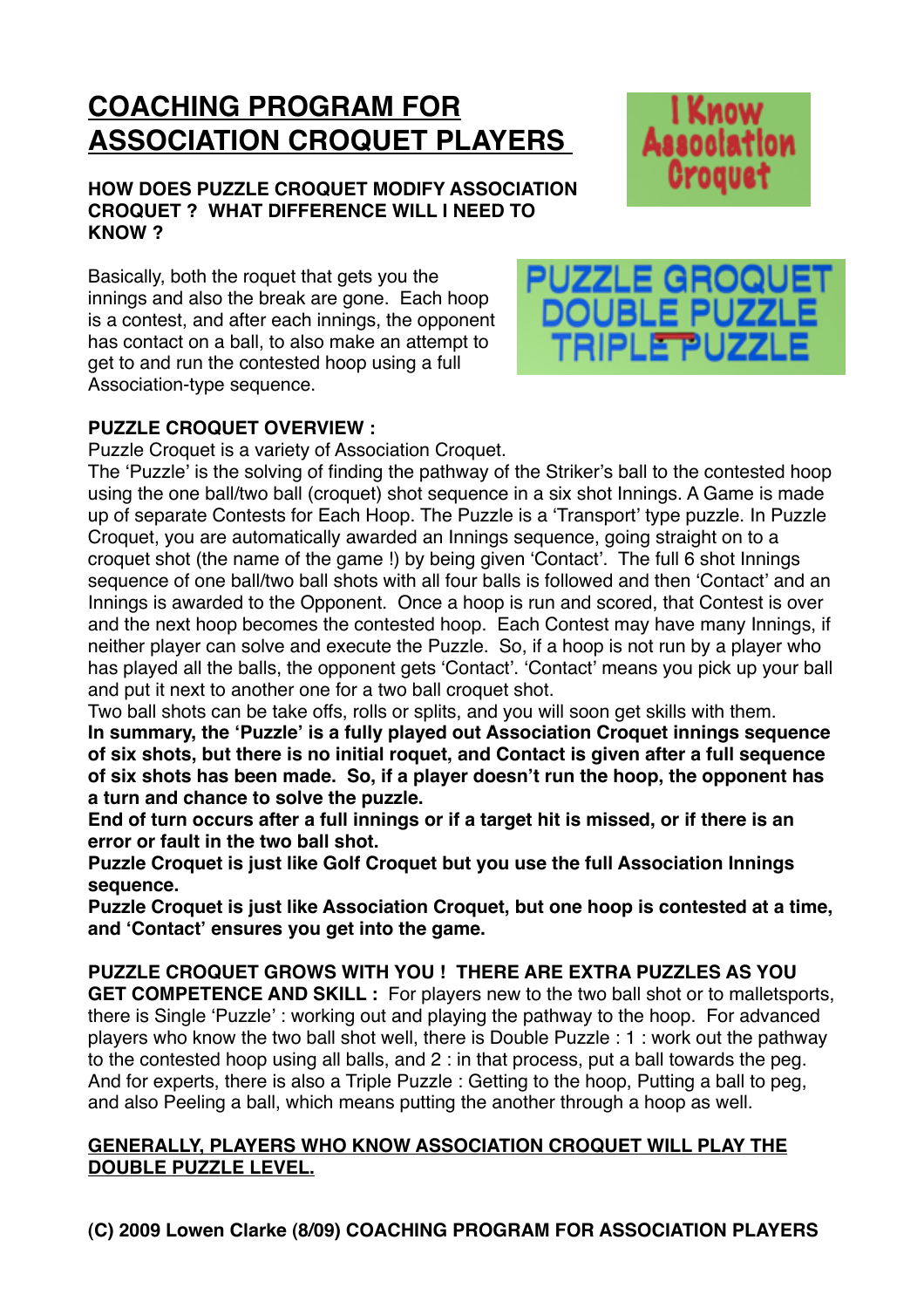# COACHING PROGRAM FOR ASSOCIATION CROQUET PLAYERS

I Know Association Croquet

**HOW DOES PUZZLE CROQUET MODIFY ASSOCIATION CROQUET ? WHAT DIFFERENCE WILL I NEED TO KNOW ?**

Basically, both the roquet that gets you the innings and also the break are gone. Each hoop is a contest, and after each innings, the opponent has contact on a ball, to also make an attempt to get to and run the contested hoop using a full Association-type sequence.

PUZZLE GROQUET
DOUBLE PUZZLE
TRIPLE PUZZLE

**PUZZLE CROQUET OVERVIEW :**

Puzzle Croquet is a variety of Association Croquet.

The 'Puzzle' is the solving of finding the pathway of the Striker's ball to the contested hoop using the one ball/two ball (croquet) shot sequence in a six shot Innings. A Game is made up of separate Contests for Each Hoop. The Puzzle is a 'Transport' type puzzle. In Puzzle Croquet, you are automatically awarded an Innings sequence, going straight on to a croquet shot (the name of the game !) by being given 'Contact'. The full 6 shot Innings sequence of one ball/two ball shots with all four balls is followed and then 'Contact' and an Innings is awarded to the Opponent. Once a hoop is run and scored, that Contest is over and the next hoop becomes the contested hoop. Each Contest may have many Innings, if neither player can solve and execute the Puzzle. So, if a hoop is not run by a player who has played all the balls, the opponent gets 'Contact'. 'Contact' means you pick up your ball and put it next to another one for a two ball croquet shot.

Two ball shots can be take offs, rolls or splits, and you will soon get skills with them.

**In summary, the 'Puzzle' is a fully played out Association Croquet innings sequence of six shots, but there is no initial roquet, and Contact is given after a full sequence of six shots has been made. So, if a player doesn't run the hoop, the opponent has a turn and chance to solve the puzzle.**

**End of turn occurs after a full innings or if a target hit is missed, or if there is an error or fault in the two ball shot.**

**Puzzle Croquet is just like Golf Croquet but you use the full Association Innings sequence.**

**Puzzle Croquet is just like Association Croquet, but one hoop is contested at a time, and 'Contact' ensures you get into the game.**

**PUZZLE CROQUET GROWS WITH YOU ! THERE ARE EXTRA PUZZLES AS YOU GET COMPETENCE AND SKILL :** For players new to the two ball shot or to malletsports, there is Single 'Puzzle' : working out and playing the pathway to the hoop. For advanced players who know the two ball shot well, there is Double Puzzle : 1 : work out the pathway to the contested hoop using all balls, and 2 : in that process, put a ball towards the peg. And for experts, there is also a Triple Puzzle : Getting to the hoop, Putting a ball to peg, and also Peeling a ball, which means putting the another through a hoop as well.

**GENERALLY, PLAYERS WHO KNOW ASSOCIATION CROQUET WILL PLAY THE DOUBLE PUZZLE LEVEL.**

**(C) 2009 Lowen Clarke (8/09) COACHING PROGRAM FOR ASSOCIATION PLAYERS**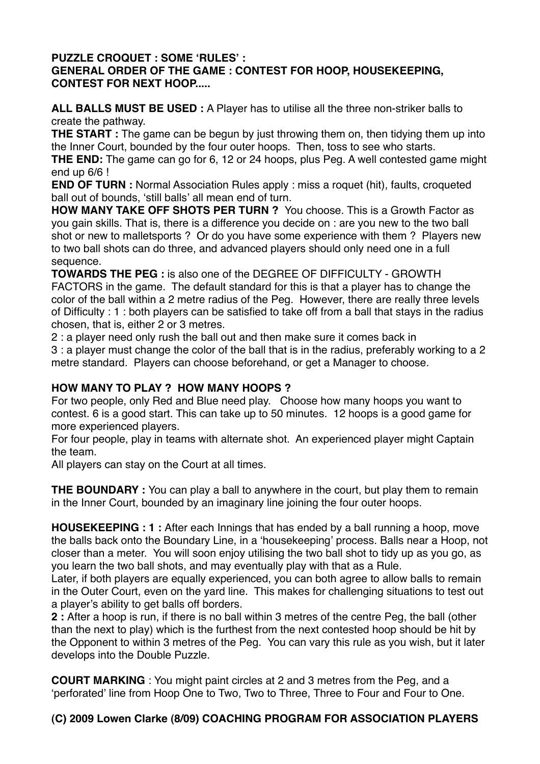**PUZZLE CROQUET : SOME 'RULES' :**
**GENERAL ORDER OF THE GAME : CONTEST FOR HOOP, HOUSEKEEPING, CONTEST FOR NEXT HOOP.....**

**ALL BALLS MUST BE USED :** A Player has to utilise all the three non-striker balls to create the pathway.
**THE START :** The game can be begun by just throwing them on, then tidying them up into the Inner Court, bounded by the four outer hoops. Then, toss to see who starts.
**THE END:** The game can go for 6, 12 or 24 hoops, plus Peg. A well contested game might end up 6/6 !
**END OF TURN :** Normal Association Rules apply : miss a roquet (hit), faults, croqueted ball out of bounds, 'still balls' all mean end of turn.
**HOW MANY TAKE OFF SHOTS PER TURN ?** You choose. This is a Growth Factor as you gain skills. That is, there is a difference you decide on : are you new to the two ball shot or new to malletsports ? Or do you have some experience with them ? Players new to two ball shots can do three, and advanced players should only need one in a full sequence.
**TOWARDS THE PEG :** is also one of the DEGREE OF DIFFICULTY - GROWTH FACTORS in the game. The default standard for this is that a player has to change the color of the ball within a 2 metre radius of the Peg. However, there are really three levels of Difficulty : 1 : both players can be satisfied to take off from a ball that stays in the radius chosen, that is, either 2 or 3 metres.
2 : a player need only rush the ball out and then make sure it comes back in
3 : a player must change the color of the ball that is in the radius, preferably working to a 2 metre standard. Players can choose beforehand, or get a Manager to choose.

**HOW MANY TO PLAY ? HOW MANY HOOPS ?**
For two people, only Red and Blue need play. Choose how many hoops you want to contest. 6 is a good start. This can take up to 50 minutes. 12 hoops is a good game for more experienced players.
For four people, play in teams with alternate shot. An experienced player might Captain the team.
All players can stay on the Court at all times.

**THE BOUNDARY :** You can play a ball to anywhere in the court, but play them to remain in the Inner Court, bounded by an imaginary line joining the four outer hoops.

**HOUSEKEEPING : 1 :** After each Innings that has ended by a ball running a hoop, move the balls back onto the Boundary Line, in a 'housekeeping' process. Balls near a Hoop, not closer than a meter. You will soon enjoy utilising the two ball shot to tidy up as you go, as you learn the two ball shots, and may eventually play with that as a Rule.
Later, if both players are equally experienced, you can both agree to allow balls to remain in the Outer Court, even on the yard line. This makes for challenging situations to test out a player's ability to get balls off borders.
**2 :** After a hoop is run, if there is no ball within 3 metres of the centre Peg, the ball (other than the next to play) which is the furthest from the next contested hoop should be hit by the Opponent to within 3 metres of the Peg. You can vary this rule as you wish, but it later develops into the Double Puzzle.

**COURT MARKING** : You might paint circles at 2 and 3 metres from the Peg, and a 'perforated' line from Hoop One to Two, Two to Three, Three to Four and Four to One.

**(C) 2009 Lowen Clarke (8/09) COACHING PROGRAM FOR ASSOCIATION PLAYERS**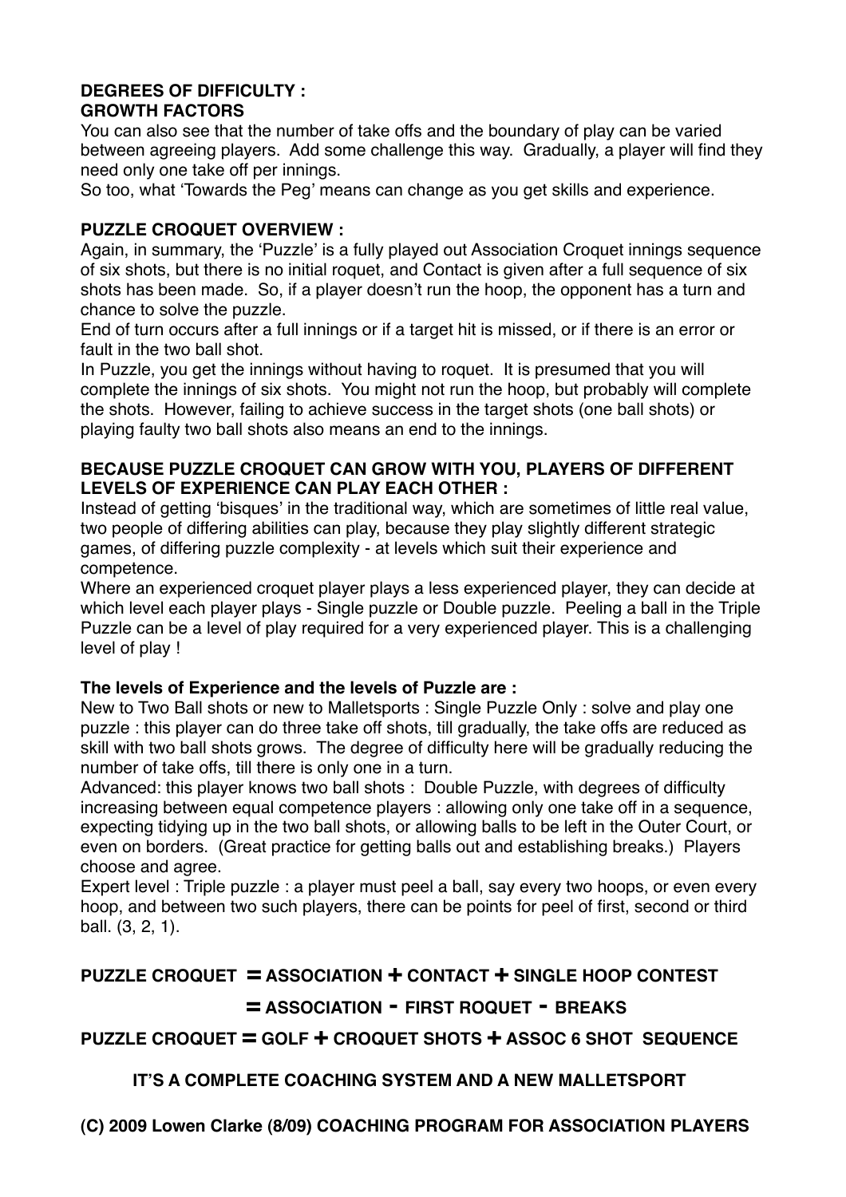**DEGREES OF DIFFICULTY :**
**GROWTH FACTORS**

You can also see that the number of take offs and the boundary of play can be varied between agreeing players. Add some challenge this way. Gradually, a player will find they need only one take off per innings.
So too, what 'Towards the Peg' means can change as you get skills and experience.

**PUZZLE CROQUET OVERVIEW :**

Again, in summary, the 'Puzzle' is a fully played out Association Croquet innings sequence of six shots, but there is no initial roquet, and Contact is given after a full sequence of six shots has been made. So, if a player doesn't run the hoop, the opponent has a turn and chance to solve the puzzle.
End of turn occurs after a full innings or if a target hit is missed, or if there is an error or fault in the two ball shot.
In Puzzle, you get the innings without having to roquet. It is presumed that you will complete the innings of six shots. You might not run the hoop, but probably will complete the shots. However, failing to achieve success in the target shots (one ball shots) or playing faulty two ball shots also means an end to the innings.

**BECAUSE PUZZLE CROQUET CAN GROW WITH YOU, PLAYERS OF DIFFERENT LEVELS OF EXPERIENCE CAN PLAY EACH OTHER :**

Instead of getting 'bisques' in the traditional way, which are sometimes of little real value, two people of differing abilities can play, because they play slightly different strategic games, of differing puzzle complexity - at levels which suit their experience and competence.
Where an experienced croquet player plays a less experienced player, they can decide at which level each player plays - Single puzzle or Double puzzle. Peeling a ball in the Triple Puzzle can be a level of play required for a very experienced player. This is a challenging level of play !

**The levels of Experience and the levels of Puzzle are :**

New to Two Ball shots or new to Malletsports : Single Puzzle Only : solve and play one puzzle : this player can do three take off shots, till gradually, the take offs are reduced as skill with two ball shots grows. The degree of difficulty here will be gradually reducing the number of take offs, till there is only one in a turn.
Advanced: this player knows two ball shots : Double Puzzle, with degrees of difficulty increasing between equal competence players : allowing only one take off in a sequence, expecting tidying up in the two ball shots, or allowing balls to be left in the Outer Court, or even on borders. (Great practice for getting balls out and establishing breaks.) Players choose and agree.
Expert level : Triple puzzle : a player must peel a ball, say every two hoops, or even every hoop, and between two such players, there can be points for peel of first, second or third ball. (3, 2, 1).

**PUZZLE CROQUET = ASSOCIATION + CONTACT + SINGLE HOOP CONTEST**

**= ASSOCIATION - FIRST ROQUET - BREAKS**

**PUZZLE CROQUET = GOLF + CROQUET SHOTS + ASSOC 6 SHOT SEQUENCE**

**IT'S A COMPLETE COACHING SYSTEM AND A NEW MALLETSPORT**

**(C) 2009 Lowen Clarke (8/09) COACHING PROGRAM FOR ASSOCIATION PLAYERS**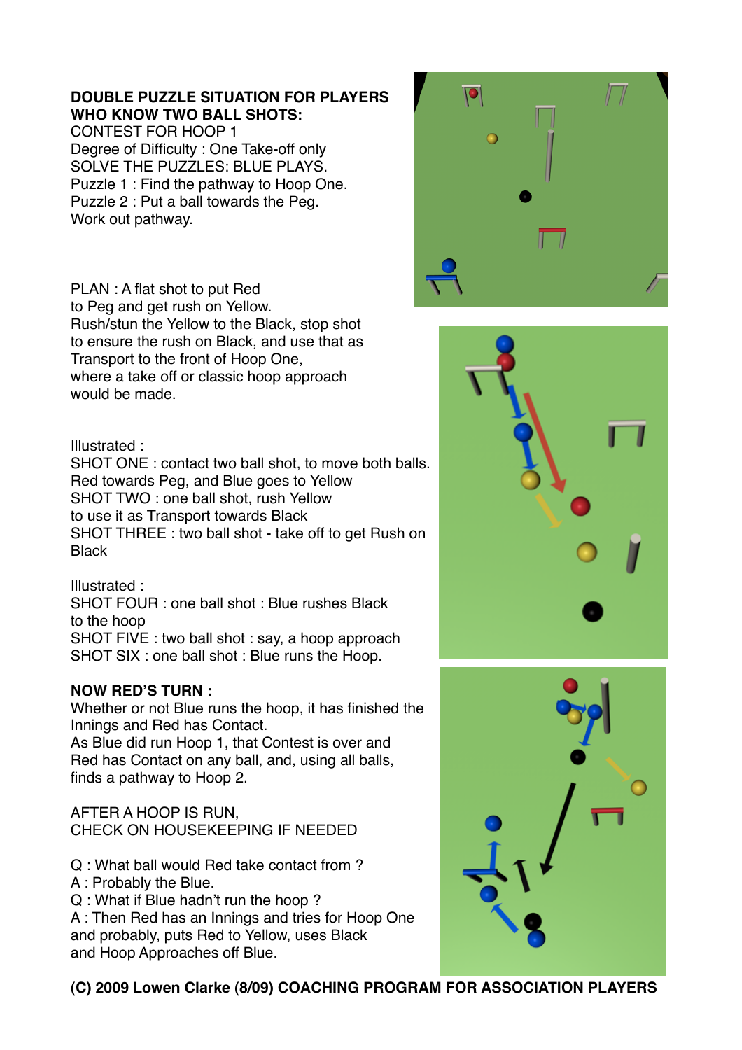**DOUBLE PUZZLE SITUATION FOR PLAYERS WHO KNOW TWO BALL SHOTS:**
CONTEST FOR HOOP 1
Degree of Difficulty : One Take-off only
SOLVE THE PUZZLES: BLUE PLAYS.
Puzzle 1 : Find the pathway to Hoop One.
Puzzle 2 : Put a ball towards the Peg.
Work out pathway.

PLAN : A flat shot to put Red to Peg and get rush on Yellow.
Rush/stun the Yellow to the Black, stop shot to ensure the rush on Black, and use that as Transport to the front of Hoop One, where a take off or classic hoop approach would be made.

Illustrated :
SHOT ONE : contact two ball shot, to move both balls. Red towards Peg, and Blue goes to Yellow
SHOT TWO : one ball shot, rush Yellow to use it as Transport towards Black
SHOT THREE : two ball shot - take off to get Rush on Black

Illustrated :
SHOT FOUR : one ball shot : Blue rushes Black to the hoop
SHOT FIVE : two ball shot : say, a hoop approach
SHOT SIX : one ball shot : Blue runs the Hoop.

**NOW RED'S TURN :**
Whether or not Blue runs the hoop, it has finished the Innings and Red has Contact.
As Blue did run Hoop 1, that Contest is over and Red has Contact on any ball, and, using all balls, finds a pathway to Hoop 2.

AFTER A HOOP IS RUN,
CHECK ON HOUSEKEEPING IF NEEDED

Q : What ball would Red take contact from ?
A : Probably the Blue.
Q : What if Blue hadn't run the hoop ?
A : Then Red has an Innings and tries for Hoop One and probably, puts Red to Yellow, uses Black and Hoop Approaches off Blue.

**(C) 2009 Lowen Clarke (8/09) COACHING PROGRAM FOR ASSOCIATION PLAYERS**